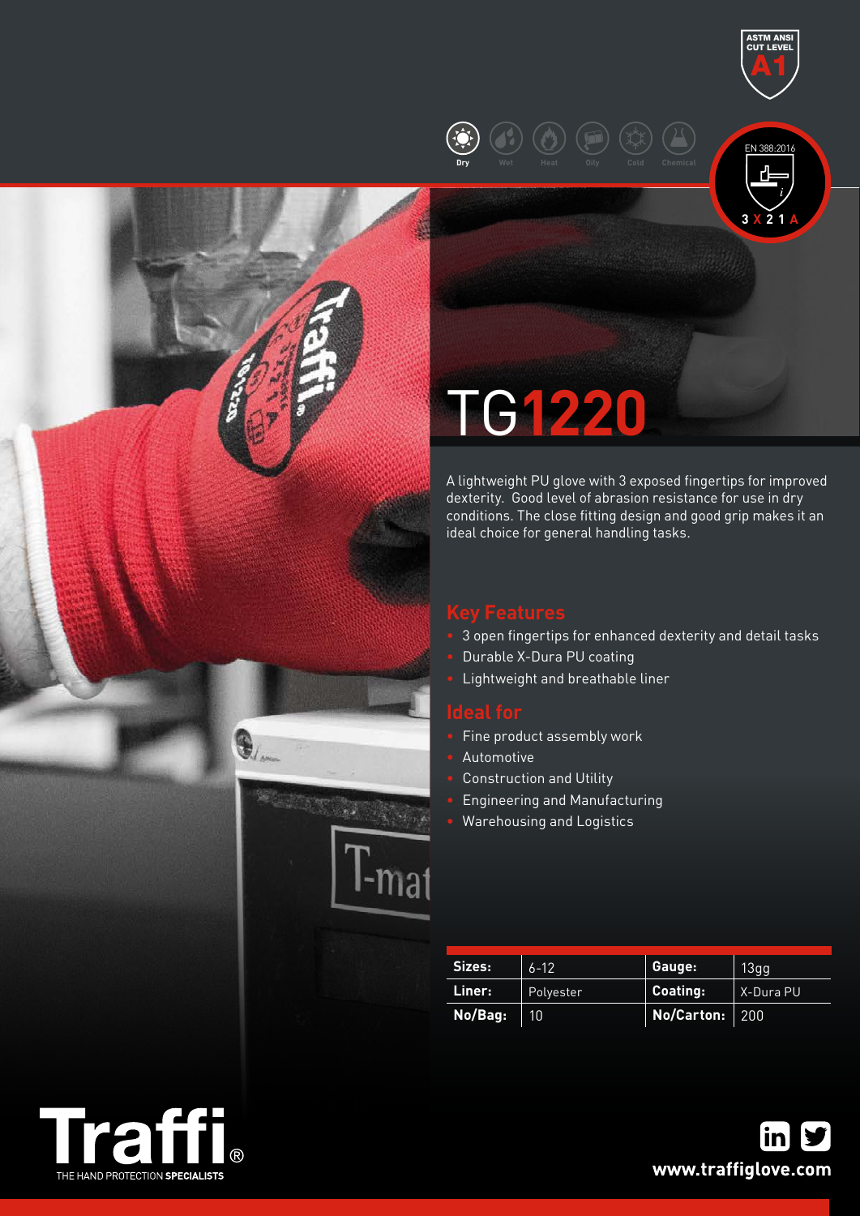ASTM ANSI CUT LEVEL A1

Dry | Wet | Heat | Oily | Cold | Chemical

EN 388:2016
3 X 2 1 A

# TG1220

A lightweight PU glove with 3 exposed fingertips for improved dexterity. Good level of abrasion resistance for use in dry conditions. The close fitting design and good grip makes it an ideal choice for general handling tasks.

## Key Features

- 3 open fingertips for enhanced dexterity and detail tasks
- Durable X-Dura PU coating
- Lightweight and breathable liner

## Ideal for

- Fine product assembly work
- Automotive
- Construction and Utility
- Engineering and Manufacturing
- Warehousing and Logistics

| **Sizes:** | 6-12 | **Gauge:** | 13gg |
|---|---|---|---|
| **Liner:** | Polyester | **Coating:** | X-Dura PU |
| **No/Bag:** | 10 | **No/Carton:** | 200 |

**Traffi®**
THE HAND PROTECTION **SPECIALISTS**

**www.traffiglove.com**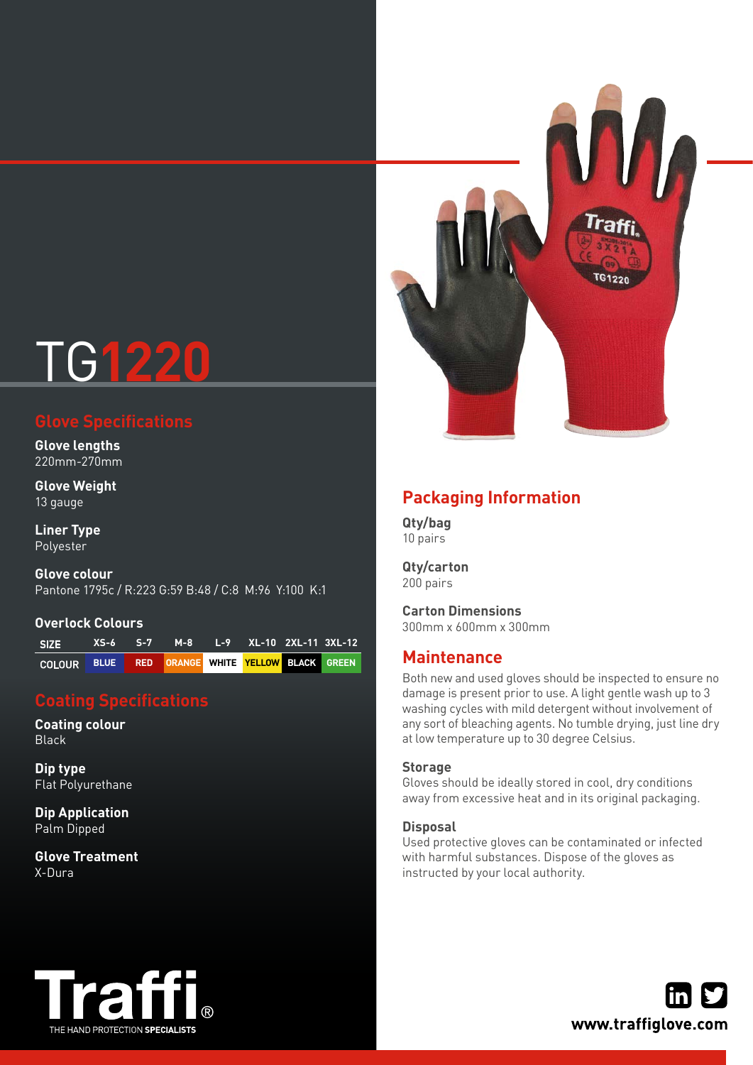# TG1220

## Glove Specifications

**Glove lengths**
220mm-270mm

**Glove Weight**
13 gauge

**Liner Type**
Polyester

**Glove colour**
Pantone 1795c / R:223 G:59 B:48 / C:8 M:96 Y:100 K:1

**Overlock Colours**

| SIZE | XS-6 | S-7 | M-8 | L-9 | XL-10 | 2XL-11 | 3XL-12 |
|---|---|---|---|---|---|---|---|
| COLOUR | BLUE | RED | ORANGE | WHITE | YELLOW | BLACK | GREEN |

## Coating Specifications

**Coating colour**
Black

**Dip type**
Flat Polyurethane

**Dip Application**
Palm Dipped

**Glove Treatment**
X-Dura

## Packaging Information

**Qty/bag**
10 pairs

**Qty/carton**
200 pairs

**Carton Dimensions**
300mm x 600mm x 300mm

## Maintenance

Both new and used gloves should be inspected to ensure no damage is present prior to use. A light gentle wash up to 3 washing cycles with mild detergent without involvement of any sort of bleaching agents. No tumble drying, just line dry at low temperature up to 30 degree Celsius.

**Storage**
Gloves should be ideally stored in cool, dry conditions away from excessive heat and in its original packaging.

**Disposal**
Used protective gloves can be contaminated or infected with harmful substances. Dispose of the gloves as instructed by your local authority.

Traffi®
THE HAND PROTECTION SPECIALISTS

www.traffiglove.com